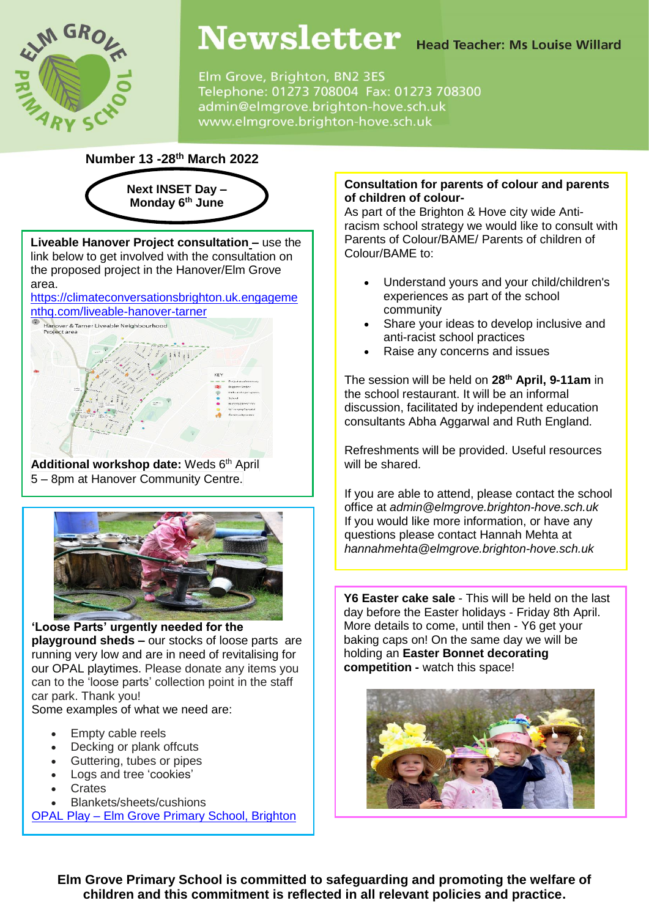# Newsletter

**Head Teacher: Ms Louise Willard**

Elm Grove, Brighton, BN2 3ES
Telephone: 01273 708004 Fax: 01273 708300
admin@elmgrove.brighton-hove.sch.uk
www.elmgrove.brighton-hove.sch.uk

**Number 13 -28th March 2022**

**Next INSET Day – Monday 6th June**

**Liveable Hanover Project consultation –** use the link below to get involved with the consultation on the proposed project in the Hanover/Elm Grove area.
https://climateconversationsbrighton.uk.engagementhq.com/liveable-hanover-tarner

**Additional workshop date:** Weds 6th April 5 – 8pm at Hanover Community Centre.

**'Loose Parts' urgently needed for the playground sheds –** our stocks of loose parts are running very low and are in need of revitalising for our OPAL playtimes. Please donate any items you can to the 'loose parts' collection point in the staff car park. Thank you!
Some examples of what we need are:

- Empty cable reels
- Decking or plank offcuts
- Guttering, tubes or pipes
- Logs and tree 'cookies'
- Crates
- Blankets/sheets/cushions

OPAL Play – Elm Grove Primary School, Brighton

**Consultation for parents of colour and parents of children of colour-**
As part of the Brighton & Hove city wide Anti-racism school strategy we would like to consult with Parents of Colour/BAME/ Parents of children of Colour/BAME to:

- Understand yours and your child/children's experiences as part of the school community
- Share your ideas to develop inclusive and anti-racist school practices
- Raise any concerns and issues

The session will be held on **28th April, 9-11am** in the school restaurant. It will be an informal discussion, facilitated by independent education consultants Abha Aggarwal and Ruth England.

Refreshments will be provided. Useful resources will be shared.

If you are able to attend, please contact the school office at *admin@elmgrove.brighton-hove.sch.uk*
If you would like more information, or have any questions please contact Hannah Mehta at *hannahmehta@elmgrove.brighton-hove.sch.uk*

**Y6 Easter cake sale** - This will be held on the last day before the Easter holidays - Friday 8th April. More details to come, until then - Y6 get your baking caps on! On the same day we will be holding an **Easter Bonnet decorating competition -** watch this space!

**Elm Grove Primary School is committed to safeguarding and promoting the welfare of children and this commitment is reflected in all relevant policies and practice.**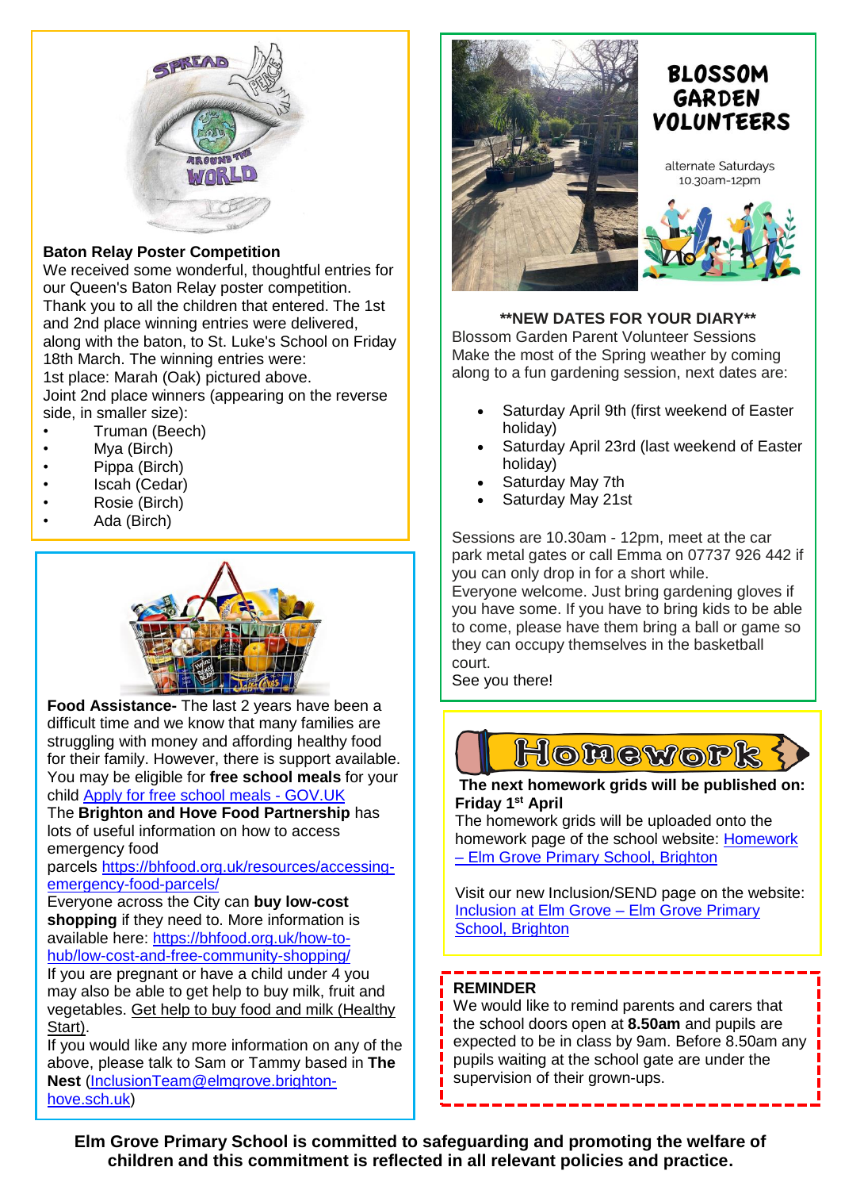**Baton Relay Poster Competition**

We received some wonderful, thoughtful entries for our Queen's Baton Relay poster competition. Thank you to all the children that entered. The 1st and 2nd place winning entries were delivered, along with the baton, to St. Luke's School on Friday 18th March. The winning entries were:

1st place: Marah (Oak) pictured above.

Joint 2nd place winners (appearing on the reverse side, in smaller size):

- Truman (Beech)
- Mya (Birch)
- Pippa (Birch)
- Iscah (Cedar)
- Rosie (Birch)
- Ada (Birch)

**Food Assistance-** The last 2 years have been a difficult time and we know that many families are struggling with money and affording healthy food for their family. However, there is support available. You may be eligible for **free school meals** for your child [Apply for free school meals - GOV.UK](#)

The **Brighton and Hove Food Partnership** has lots of useful information on how to access emergency food parcels https://bhfood.org.uk/resources/accessing-emergency-food-parcels/

Everyone across the City can **buy low-cost shopping** if they need to. More information is available here: https://bhfood.org.uk/how-to-hub/low-cost-and-free-community-shopping/

If you are pregnant or have a child under 4 you may also be able to get help to buy milk, fruit and vegetables. Get help to buy food and milk (Healthy Start).

If you would like any more information on any of the above, please talk to Sam or Tammy based in **The Nest** (InclusionTeam@elmgrove.brighton-hove.sch.uk)

# BLOSSOM GARDEN VOLUNTEERS

alternate Saturdays
10.30am-12pm

**\*\*NEW DATES FOR YOUR DIARY\*\***

Blossom Garden Parent Volunteer Sessions

Make the most of the Spring weather by coming along to a fun gardening session, next dates are:

- Saturday April 9th (first weekend of Easter holiday)
- Saturday April 23rd (last weekend of Easter holiday)
- Saturday May 7th
- Saturday May 21st

Sessions are 10.30am - 12pm, meet at the car park metal gates or call Emma on 07737 926 442 if you can only drop in for a short while.

Everyone welcome. Just bring gardening gloves if you have some. If you have to bring kids to be able to come, please have them bring a ball or game so they can occupy themselves in the basketball court.

See you there!

# Homework

**The next homework grids will be published on: Friday 1st April**

The homework grids will be uploaded onto the homework page of the school website: [Homework – Elm Grove Primary School, Brighton](#)

Visit our new Inclusion/SEND page on the website: [Inclusion at Elm Grove – Elm Grove Primary School, Brighton](#)

**REMINDER**

We would like to remind parents and carers that the school doors open at **8.50am** and pupils are expected to be in class by 9am. Before 8.50am any pupils waiting at the school gate are under the supervision of their grown-ups.

**Elm Grove Primary School is committed to safeguarding and promoting the welfare of children and this commitment is reflected in all relevant policies and practice.**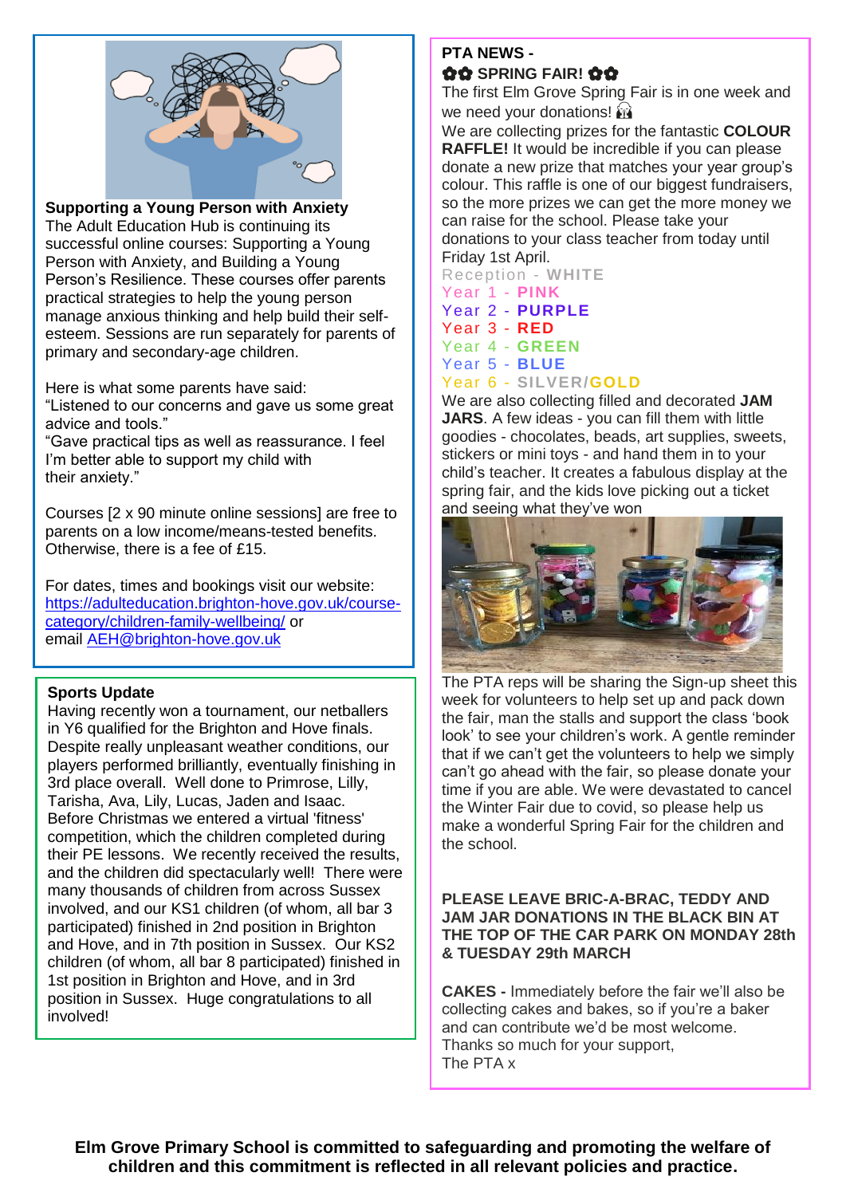**Supporting a Young Person with Anxiety**

The Adult Education Hub is continuing its successful online courses: Supporting a Young Person with Anxiety, and Building a Young Person's Resilience. These courses offer parents practical strategies to help the young person manage anxious thinking and help build their self-esteem. Sessions are run separately for parents of primary and secondary-age children.

Here is what some parents have said:
"Listened to our concerns and gave us some great advice and tools."
"Gave practical tips as well as reassurance. I feel I'm better able to support my child with their anxiety."

Courses [2 x 90 minute online sessions] are free to parents on a low income/means-tested benefits. Otherwise, there is a fee of £15.

For dates, times and bookings visit our website: https://adulteducation.brighton-hove.gov.uk/course-category/children-family-wellbeing/ or email AEH@brighton-hove.gov.uk

**Sports Update**

Having recently won a tournament, our netballers in Y6 qualified for the Brighton and Hove finals. Despite really unpleasant weather conditions, our players performed brilliantly, eventually finishing in 3rd place overall. Well done to Primrose, Lilly, Tarisha, Ava, Lily, Lucas, Jaden and Isaac.
Before Christmas we entered a virtual 'fitness' competition, which the children completed during their PE lessons. We recently received the results, and the children did spectacularly well! There were many thousands of children from across Sussex involved, and our KS1 children (of whom, all bar 3 participated) finished in 2nd position in Brighton and Hove, and in 7th position in Sussex. Our KS2 children (of whom, all bar 8 participated) finished in 1st position in Brighton and Hove, and in 3rd position in Sussex. Huge congratulations to all involved!

**PTA NEWS -**
**✿✿ SPRING FAIR! ✿✿**

The first Elm Grove Spring Fair is in one week and we need your donations!
We are collecting prizes for the fantastic **COLOUR RAFFLE!** It would be incredible if you can please donate a new prize that matches your year group's colour. This raffle is one of our biggest fundraisers, so the more prizes we can get the more money we can raise for the school. Please take your donations to your class teacher from today until Friday 1st April.

Reception - **WHITE**
Year 1 - **PINK**
Year 2 - **PURPLE**
Year 3 - **RED**
Year 4 - **GREEN**
Year 5 - **BLUE**
Year 6 - **SILVER/GOLD**

We are also collecting filled and decorated **JAM JARS**. A few ideas - you can fill them with little goodies - chocolates, beads, art supplies, sweets, stickers or mini toys - and hand them in to your child's teacher. It creates a fabulous display at the spring fair, and the kids love picking out a ticket and seeing what they've won

The PTA reps will be sharing the Sign-up sheet this week for volunteers to help set up and pack down the fair, man the stalls and support the class 'book look' to see your children's work. A gentle reminder that if we can't get the volunteers to help we simply can't go ahead with the fair, so please donate your time if you are able. We were devastated to cancel the Winter Fair due to covid, so please help us make a wonderful Spring Fair for the children and the school.

**PLEASE LEAVE BRIC-A-BRAC, TEDDY AND JAM JAR DONATIONS IN THE BLACK BIN AT THE TOP OF THE CAR PARK ON MONDAY 28th & TUESDAY 29th MARCH**

**CAKES -** Immediately before the fair we'll also be collecting cakes and bakes, so if you're a baker and can contribute we'd be most welcome.
Thanks so much for your support,
The PTA x

**Elm Grove Primary School is committed to safeguarding and promoting the welfare of children and this commitment is reflected in all relevant policies and practice.**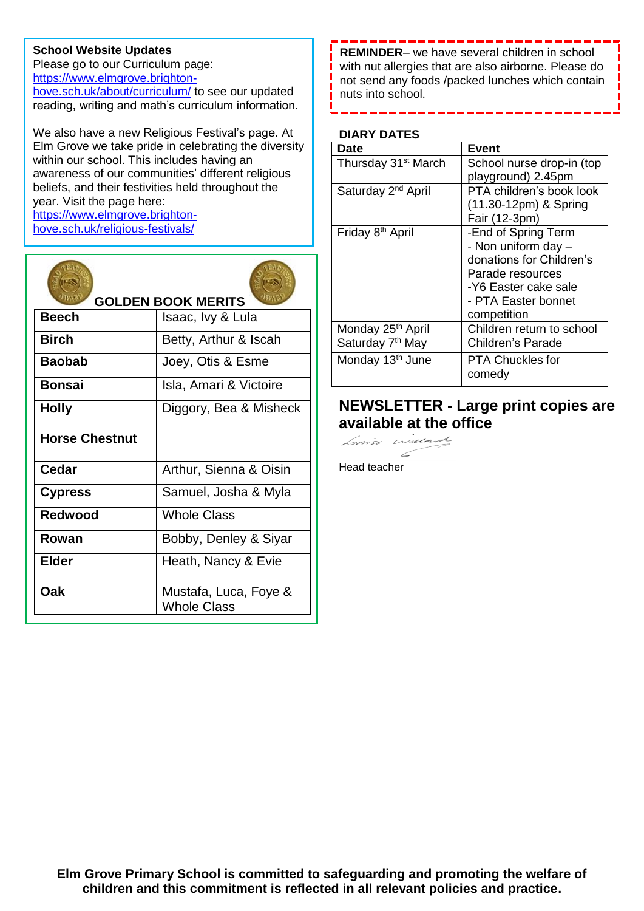**School Website Updates**

Please go to our Curriculum page: https://www.elmgrove.brighton-hove.sch.uk/about/curriculum/ to see our updated reading, writing and math's curriculum information.

We also have a new Religious Festival's page. At Elm Grove we take pride in celebrating the diversity within our school. This includes having an awareness of our communities' different religious beliefs, and their festivities held throughout the year. Visit the page here: https://www.elmgrove.brighton-hove.sch.uk/religious-festivals/

**GOLDEN BOOK MERITS**

| | |
|---|---|
| **Beech** | Isaac, Ivy & Lula |
| **Birch** | Betty, Arthur & Iscah |
| **Baobab** | Joey, Otis & Esme |
| **Bonsai** | Isla, Amari & Victoire |
| **Holly** | Diggory, Bea & Misheck |
| **Horse Chestnut** | |
| **Cedar** | Arthur, Sienna & Oisin |
| **Cypress** | Samuel, Josha & Myla |
| **Redwood** | Whole Class |
| **Rowan** | Bobby, Denley & Siyar |
| **Elder** | Heath, Nancy & Evie |
| **Oak** | Mustafa, Luca, Foye & Whole Class |

**REMINDER**– we have several children in school with nut allergies that are also airborne. Please do not send any foods /packed lunches which contain nuts into school.

**DIARY DATES**

| **Date** | **Event** |
|---|---|
| Thursday 31st March | School nurse drop-in (top playground) 2.45pm |
| Saturday 2nd April | PTA children's book look (11.30-12pm) & Spring Fair (12-3pm) |
| Friday 8th April | -End of Spring Term<br>- Non uniform day – donations for Children's Parade resources<br>-Y6 Easter cake sale<br>- PTA Easter bonnet competition |
| Monday 25th April | Children return to school |
| Saturday 7th May | Children's Parade |
| Monday 13th June | PTA Chuckles for comedy |

## NEWSLETTER - Large print copies are available at the office

Louise Wieland

Head teacher

**Elm Grove Primary School is committed to safeguarding and promoting the welfare of children and this commitment is reflected in all relevant policies and practice.**